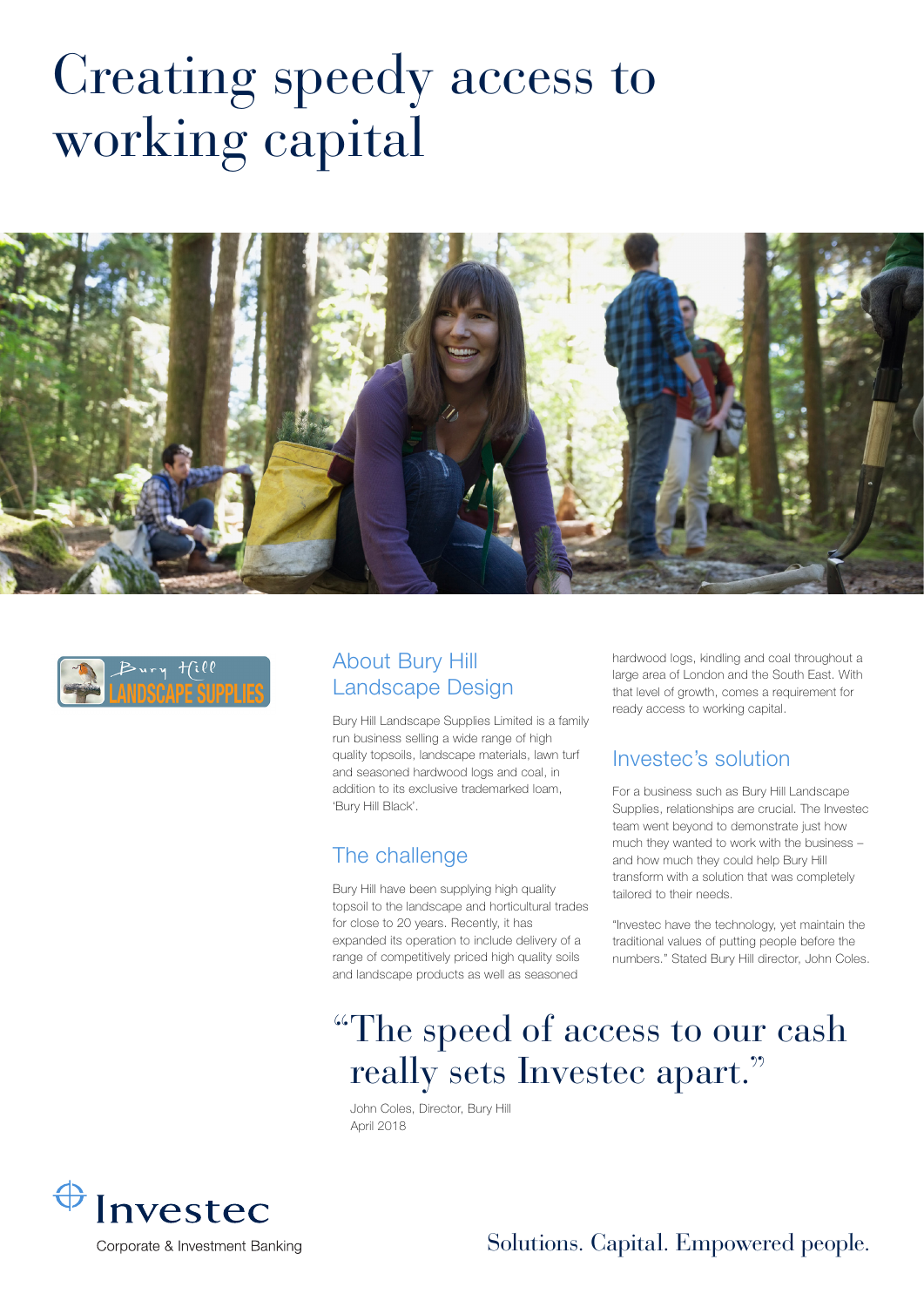# Creating speedy access to working capital

Bury Hill LANDSCAPE SUPPLIES

## About Bury Hill Landscape Design

Bury Hill Landscape Supplies Limited is a family run business selling a wide range of high quality topsoils, landscape materials, lawn turf and seasoned hardwood logs and coal, in addition to its exclusive trademarked loam, 'Bury Hill Black'.

## The challenge

Bury Hill have been supplying high quality topsoil to the landscape and horticultural trades for close to 20 years. Recently, it has expanded its operation to include delivery of a range of competitively priced high quality soils and landscape products as well as seasoned hardwood logs, kindling and coal throughout a large area of London and the South East. With that level of growth, comes a requirement for ready access to working capital.

## Investec's solution

For a business such as Bury Hill Landscape Supplies, relationships are crucial. The Investec team went beyond to demonstrate just how much they wanted to work with the business – and how much they could help Bury Hill transform with a solution that was completely tailored to their needs.

"Investec have the technology, yet maintain the traditional values of putting people before the numbers." Stated Bury Hill director, John Coles.

> "The speed of access to our cash really sets Investec apart."
>
> John Coles, Director, Bury Hill
> April 2018

Investec
Corporate & Investment Banking

Solutions. Capital. Empowered people.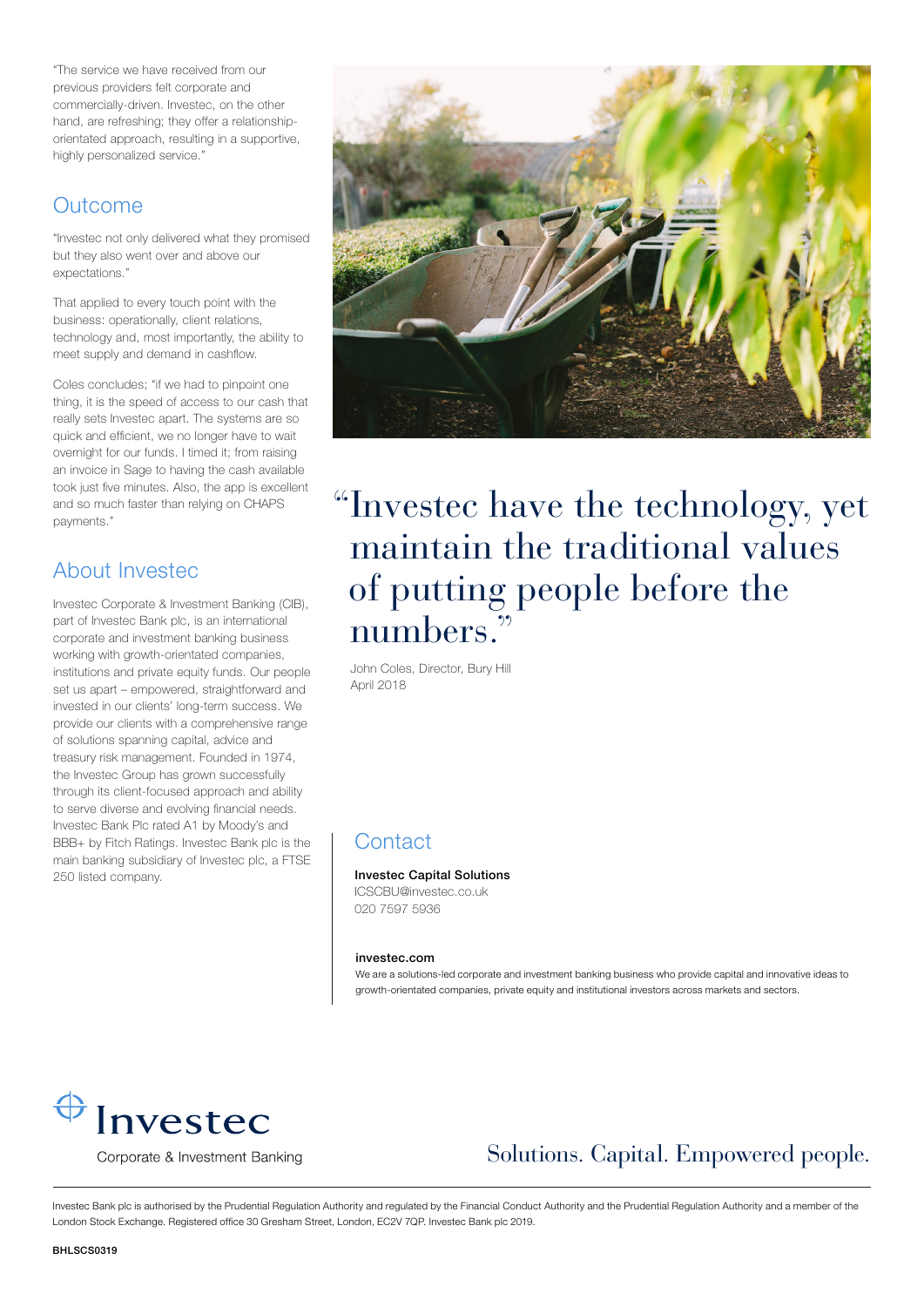"The service we have received from our previous providers felt corporate and commercially-driven. Investec, on the other hand, are refreshing; they offer a relationship-orientated approach, resulting in a supportive, highly personalized service."

## Outcome

"Investec not only delivered what they promised but they also went over and above our expectations."

That applied to every touch point with the business: operationally, client relations, technology and, most importantly, the ability to meet supply and demand in cashflow.

Coles concludes; "if we had to pinpoint one thing, it is the speed of access to our cash that really sets Investec apart. The systems are so quick and efficient, we no longer have to wait overnight for our funds. I timed it; from raising an invoice in Sage to having the cash available took just five minutes. Also, the app is excellent and so much faster than relying on CHAPS payments."

## About Investec

Investec Corporate & Investment Banking (CIB), part of Investec Bank plc, is an international corporate and investment banking business working with growth-orientated companies, institutions and private equity funds. Our people set us apart – empowered, straightforward and invested in our clients' long-term success. We provide our clients with a comprehensive range of solutions spanning capital, advice and treasury risk management. Founded in 1974, the Investec Group has grown successfully through its client-focused approach and ability to serve diverse and evolving financial needs. Investec Bank Plc rated A1 by Moody's and BBB+ by Fitch Ratings. Investec Bank plc is the main banking subsidiary of Investec plc, a FTSE 250 listed company.

> "Investec have the technology, yet maintain the traditional values of putting people before the numbers."

John Coles, Director, Bury Hill
April 2018

## Contact

**Investec Capital Solutions**
ICSCBU@investec.co.uk
020 7597 5936

**investec.com**
We are a solutions-led corporate and investment banking business who provide capital and innovative ideas to growth-orientated companies, private equity and institutional investors across markets and sectors.

Investec
Corporate & Investment Banking

Solutions. Capital. Empowered people.

Investec Bank plc is authorised by the Prudential Regulation Authority and regulated by the Financial Conduct Authority and the Prudential Regulation Authority and a member of the London Stock Exchange. Registered office 30 Gresham Street, London, EC2V 7QP. Investec Bank plc 2019.

BHLSCS0319